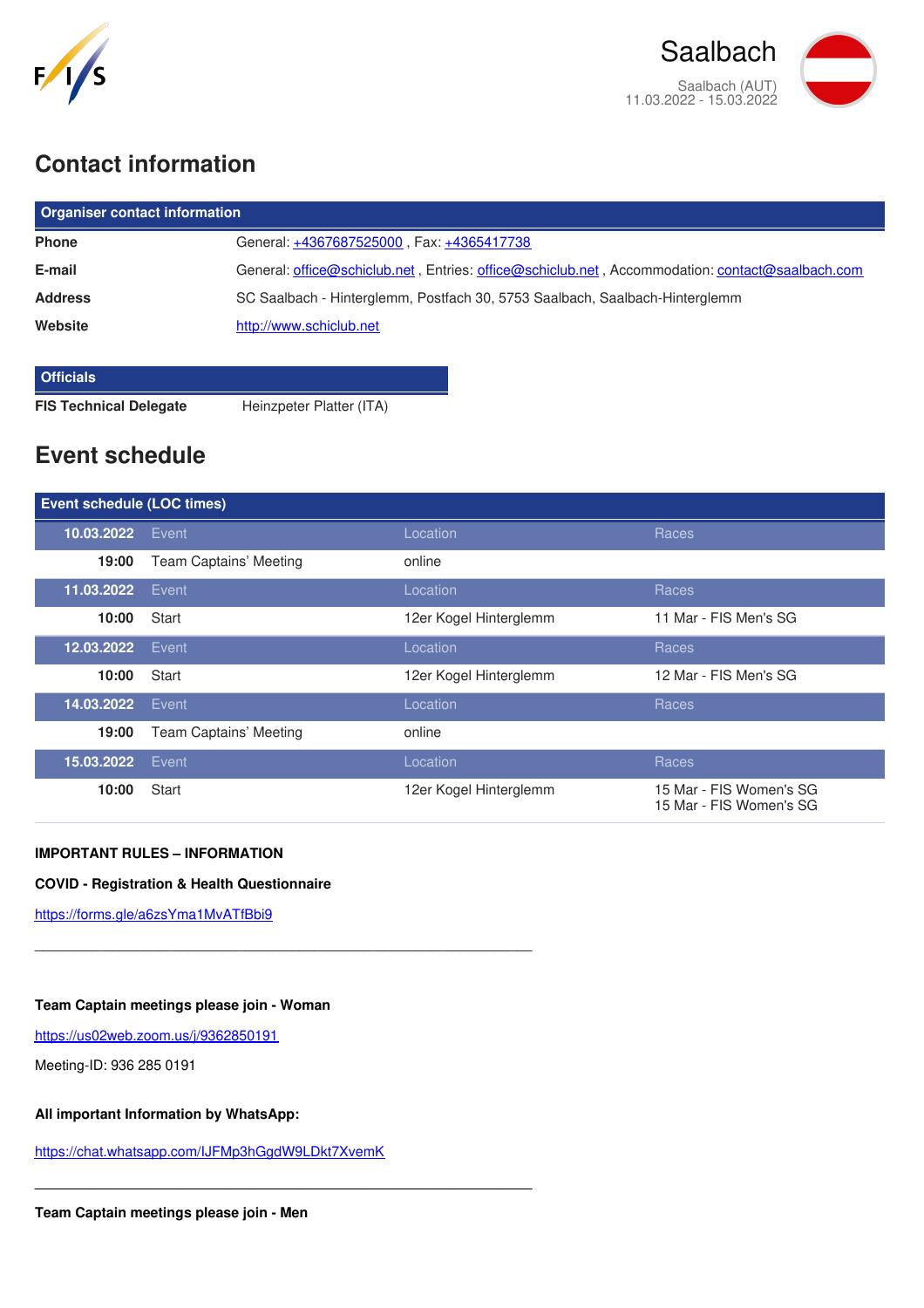# Saalbach

Saalbach (AUT)
11.03.2022 - 15.03.2022

## Contact information

| Organiser contact information | |
|---|---|
| **Phone** | General: +4367687525000 , Fax: +4365417738 |
| **E-mail** | General: office@schiclub.net , Entries: office@schiclub.net , Accommodation: contact@saalbach.com |
| **Address** | SC Saalbach - Hinterglemm, Postfach 30, 5753 Saalbach, Saalbach-Hinterglemm |
| **Website** | http://www.schiclub.net |

| Officials | |
|---|---|
| **FIS Technical Delegate** | Heinzpeter Platter (ITA) |

## Event schedule

| Event schedule (LOC times) | | | |
|---|---|---|---|
| **10.03.2022** | Event | Location | Races |
| **19:00** | Team Captains' Meeting | online | |
| **11.03.2022** | Event | Location | Races |
| **10:00** | Start | 12er Kogel Hinterglemm | 11 Mar - FIS Men's SG |
| **12.03.2022** | Event | Location | Races |
| **10:00** | Start | 12er Kogel Hinterglemm | 12 Mar - FIS Men's SG |
| **14.03.2022** | Event | Location | Races |
| **19:00** | Team Captains' Meeting | online | |
| **15.03.2022** | Event | Location | Races |
| **10:00** | Start | 12er Kogel Hinterglemm | 15 Mar - FIS Women's SG<br>15 Mar - FIS Women's SG |

**IMPORTANT RULES – INFORMATION**

**COVID - Registration & Health Questionnaire**

https://forms.gle/a6zsYma1MvATfBbi9

---

**Team Captain meetings please join - Woman**

https://us02web.zoom.us/j/9362850191

Meeting-ID: 936 285 0191

**All important Information by WhatsApp:**

https://chat.whatsapp.com/IJFMp3hGgdW9LDkt7XvemK

---

**Team Captain meetings please join - Men**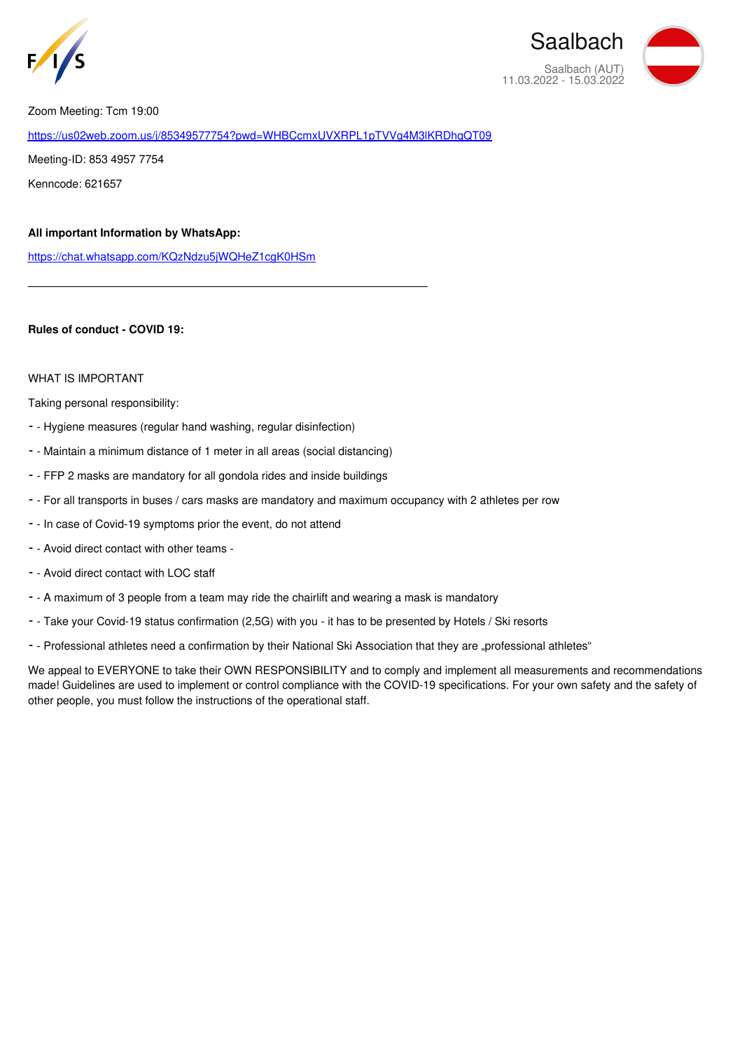Zoom Meeting: Tcm 19:00

https://us02web.zoom.us/j/85349577754?pwd=WHBCcmxUVXRPL1pTVVg4M3lKRDhqQT09

Meeting-ID: 853 4957 7754

Kenncode: 621657

**All important Information by WhatsApp:**

https://chat.whatsapp.com/KQzNdzu5jWQHeZ1cgK0HSm

---

**Rules of conduct - COVID 19:**

WHAT IS IMPORTANT

Taking personal responsibility:

- - Hygiene measures (regular hand washing, regular disinfection)
- - Maintain a minimum distance of 1 meter in all areas (social distancing)
- - FFP 2 masks are mandatory for all gondola rides and inside buildings
- - For all transports in buses / cars masks are mandatory and maximum occupancy with 2 athletes per row
- - In case of Covid-19 symptoms prior the event, do not attend
- - Avoid direct contact with other teams -
- - Avoid direct contact with LOC staff
- - A maximum of 3 people from a team may ride the chairlift and wearing a mask is mandatory
- - Take your Covid-19 status confirmation (2,5G) with you - it has to be presented by Hotels / Ski resorts
- - Professional athletes need a confirmation by their National Ski Association that they are „professional athletes“

We appeal to EVERYONE to take their OWN RESPONSIBILITY and to comply and implement all measurements and recommendations made! Guidelines are used to implement or control compliance with the COVID-19 specifications. For your own safety and the safety of other people, you must follow the instructions of the operational staff.